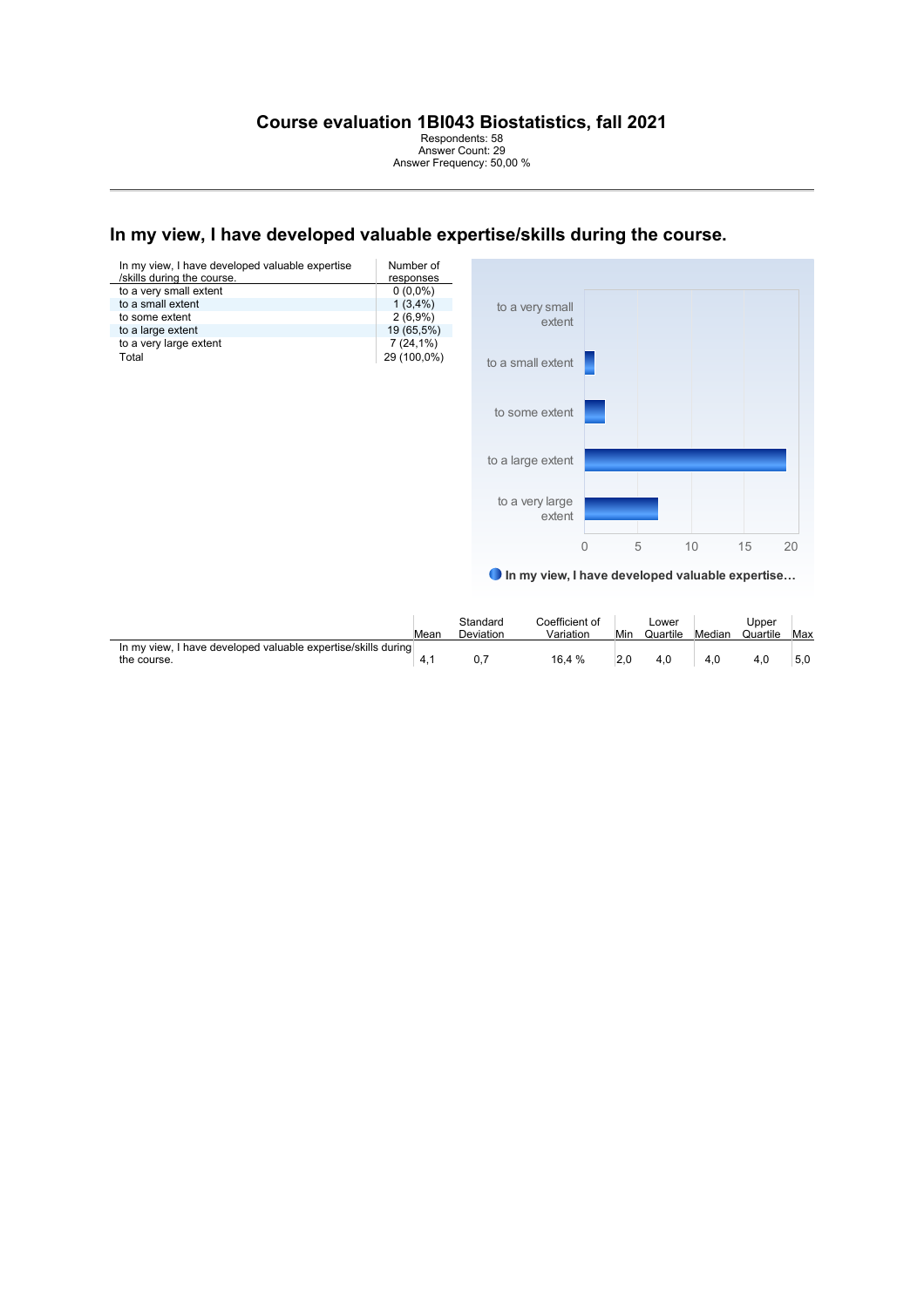# Course evaluation 1BI043 Biostatistics, fall 2021

Respondents: 58
Answer Count: 29
Answer Frequency: 50,00 %

## In my view, I have developed valuable expertise/skills during the course.

| In my view, I have developed valuable expertise /skills during the course. | Number of responses |
|---|---|
| to a very small extent | 0 (0,0%) |
| to a small extent | 1 (3,4%) |
| to some extent | 2 (6,9%) |
| to a large extent | 19 (65,5%) |
| to a very large extent | 7 (24,1%) |
| Total | 29 (100,0%) |

| | Mean | Standard Deviation | Coefficient of Variation | Min | Lower Quartile | Median | Upper Quartile | Max |
|---|---|---|---|---|---|---|---|---|
| In my view, I have developed valuable expertise/skills during the course. | 4,1 | 0,7 | 16,4 % | 2,0 | 4,0 | 4,0 | 4,0 | 5,0 |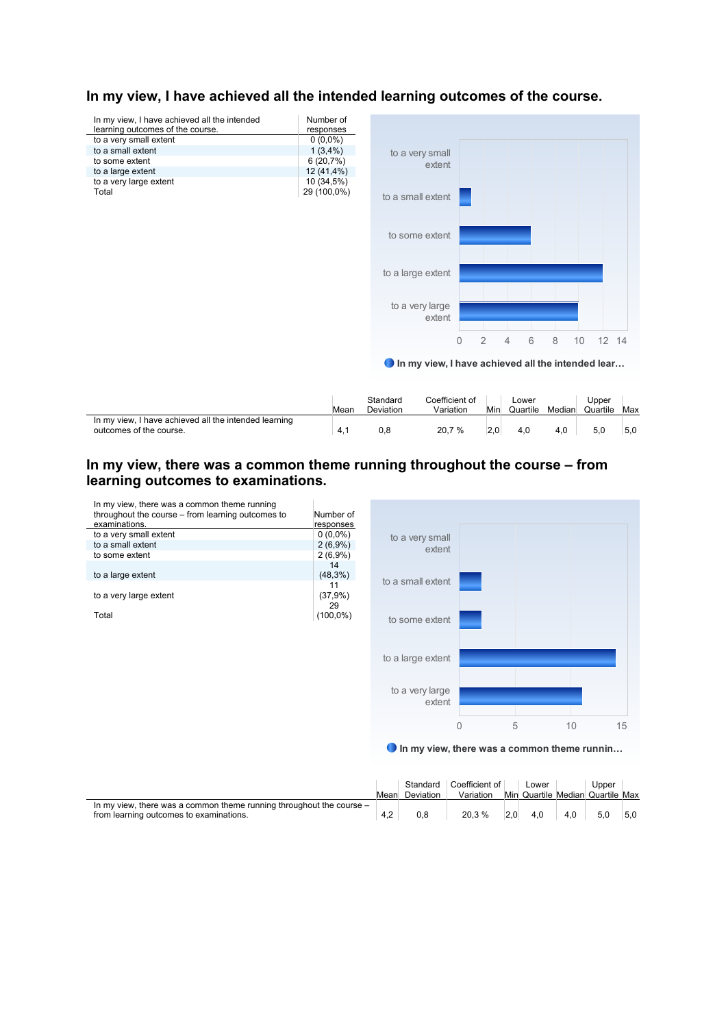## In my view, I have achieved all the intended learning outcomes of the course.

| In my view, I have achieved all the intended learning outcomes of the course. | Number of responses |
| --- | --- |
| to a very small extent | 0 (0,0%) |
| to a small extent | 1 (3,4%) |
| to some extent | 6 (20,7%) |
| to a large extent | 12 (41,4%) |
| to a very large extent | 10 (34,5%) |
| Total | 29 (100,0%) |

| | Mean | Standard Deviation | Coefficient of Variation | Min | Lower Quartile | Median | Upper Quartile | Max |
| --- | --- | --- | --- | --- | --- | --- | --- | --- |
| In my view, I have achieved all the intended learning outcomes of the course. | 4,1 | 0,8 | 20,7 % | 2,0 | 4,0 | 4,0 | 5,0 | 5,0 |

## In my view, there was a common theme running throughout the course – from learning outcomes to examinations.

| In my view, there was a common theme running throughout the course – from learning outcomes to examinations. | Number of responses |
| --- | --- |
| to a very small extent | 0 (0,0%) |
| to a small extent | 2 (6,9%) |
| to some extent | 2 (6,9%) |
| to a large extent | 14 (48,3%) |
| to a very large extent | 11 (37,9%) |
| Total | 29 (100,0%) |

| | Mean | Standard Deviation | Coefficient of Variation | Min | Lower Quartile | Median | Upper Quartile | Max |
| --- | --- | --- | --- | --- | --- | --- | --- | --- |
| In my view, there was a common theme running throughout the course – from learning outcomes to examinations. | 4,2 | 0,8 | 20,3 % | 2,0 | 4,0 | 4,0 | 5,0 | 5,0 |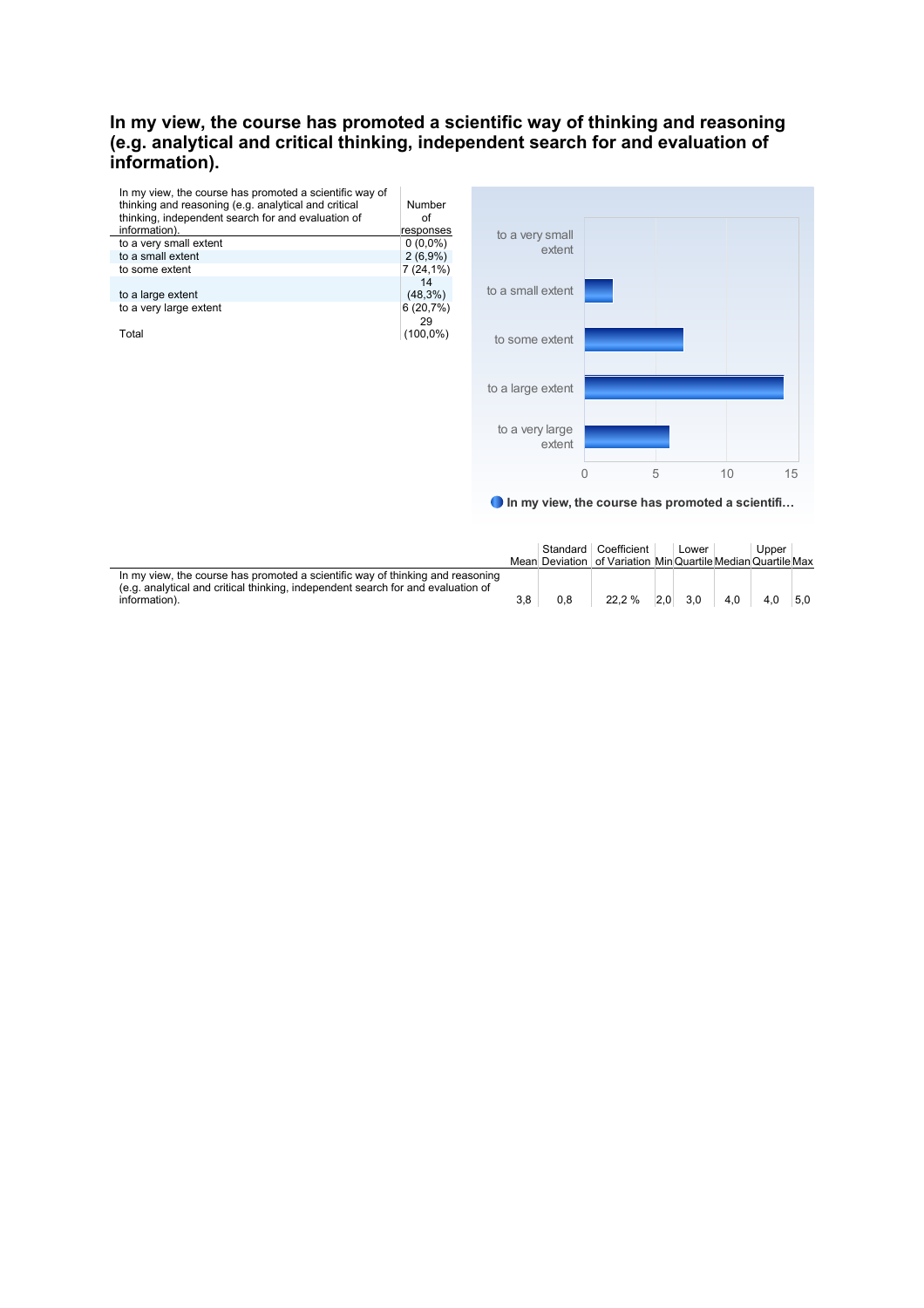## In my view, the course has promoted a scientific way of thinking and reasoning (e.g. analytical and critical thinking, independent search for and evaluation of information).

| In my view, the course has promoted a scientific way of thinking and reasoning (e.g. analytical and critical thinking, independent search for and evaluation of information). | Number of responses |
|---|---|
| to a very small extent | 0 (0,0%) |
| to a small extent | 2 (6,9%) |
| to some extent | 7 (24,1%) |
| to a large extent | 14 (48,3%) |
| to a very large extent | 6 (20,7%) |
| Total | 29 (100,0%) |

| | Mean | Standard Deviation | Coefficient of Variation | Min | Lower Quartile | Median | Upper Quartile | Max |
|---|---|---|---|---|---|---|---|---|
| In my view, the course has promoted a scientific way of thinking and reasoning (e.g. analytical and critical thinking, independent search for and evaluation of information). | 3,8 | 0,8 | 22,2 % | 2,0 | 3,0 | 4,0 | 4,0 | 5,0 |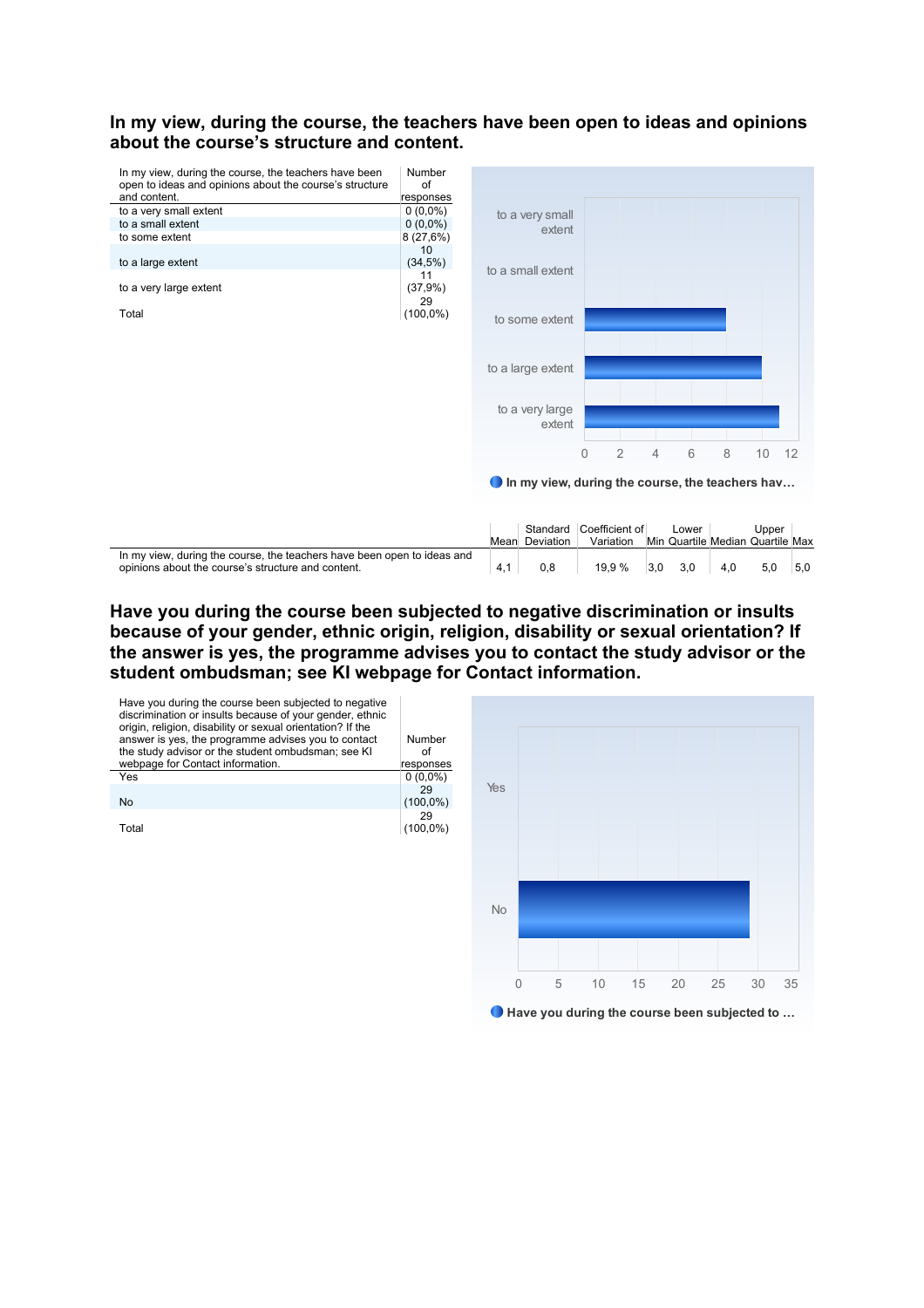## In my view, during the course, the teachers have been open to ideas and opinions about the course's structure and content.

| In my view, during the course, the teachers have been open to ideas and opinions about the course's structure and content. | Number of responses |
|---|---|
| to a very small extent | 0 (0,0%) |
| to a small extent | 0 (0,0%) |
| to some extent | 8 (27,6%) |
| to a large extent | 10 (34,5%) |
| to a very large extent | 11 (37,9%) |
| Total | 29 (100,0%) |

|  | Mean | Standard Deviation | Coefficient of Variation | Min | Lower Quartile | Median | Upper Quartile | Max |
|---|---|---|---|---|---|---|---|---|
| In my view, during the course, the teachers have been open to ideas and opinions about the course's structure and content. | 4,1 | 0,8 | 19,9 % | 3,0 | 3,0 | 4,0 | 5,0 | 5,0 |

## Have you during the course been subjected to negative discrimination or insults because of your gender, ethnic origin, religion, disability or sexual orientation? If the answer is yes, the programme advises you to contact the study advisor or the student ombudsman; see KI webpage for Contact information.

| Have you during the course been subjected to negative discrimination or insults because of your gender, ethnic origin, religion, disability or sexual orientation? If the answer is yes, the programme advises you to contact the study advisor or the student ombudsman; see KI webpage for Contact information. | Number of responses |
|---|---|
| Yes | 0 (0,0%) |
| No | 29 (100,0%) |
| Total | 29 (100,0%) |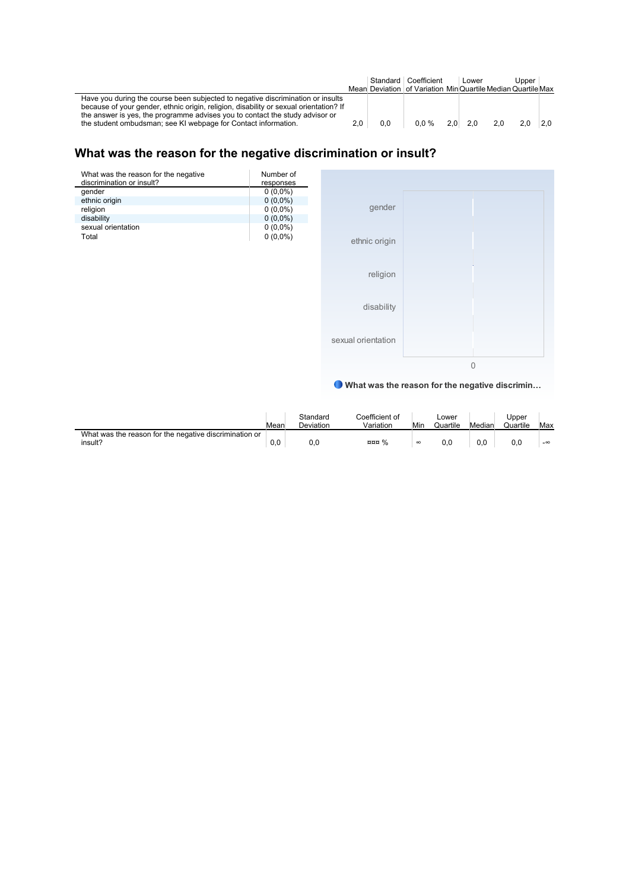| | Mean | Standard Deviation | Coefficient of Variation | Min | Lower Quartile | Median | Upper Quartile | Max |
|---|---|---|---|---|---|---|---|---|
| Have you during the course been subjected to negative discrimination or insults because of your gender, ethnic origin, religion, disability or sexual orientation? If the answer is yes, the programme advises you to contact the study advisor or the student ombudsman; see KI webpage for Contact information. | 2,0 | 0,0 | 0,0 % | 2,0 | 2,0 | 2,0 | 2,0 | 2,0 |

## What was the reason for the negative discrimination or insult?

| What was the reason for the negative discrimination or insult? | Number of responses |
|---|---|
| gender | 0 (0,0%) |
| ethnic origin | 0 (0,0%) |
| religion | 0 (0,0%) |
| disability | 0 (0,0%) |
| sexual orientation | 0 (0,0%) |
| Total | 0 (0,0%) |

| | Mean | Standard Deviation | Coefficient of Variation | Min | Lower Quartile | Median | Upper Quartile | Max |
|---|---|---|---|---|---|---|---|---|
| What was the reason for the negative discrimination or insult? | 0,0 | 0,0 | ¤¤¤ % | ∞ | 0,0 | 0,0 | 0,0 | -∞ |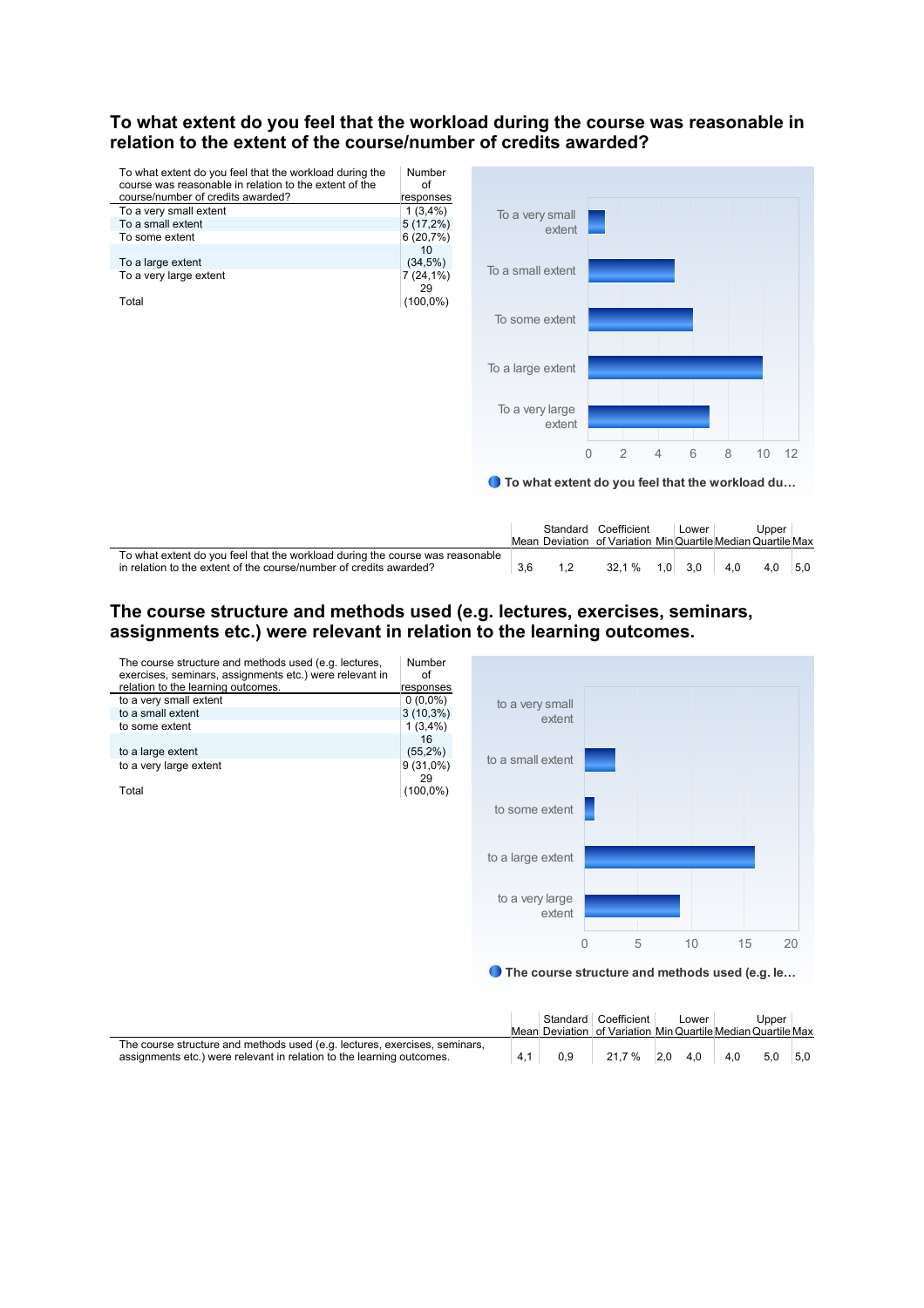## To what extent do you feel that the workload during the course was reasonable in relation to the extent of the course/number of credits awarded?

| To what extent do you feel that the workload during the course was reasonable in relation to the extent of the course/number of credits awarded? | Number of responses |
|---|---|
| To a very small extent | 1 (3,4%) |
| To a small extent | 5 (17,2%) |
| To some extent | 6 (20,7%) |
| To a large extent | 10 (34,5%) |
| To a very large extent | 7 (24,1%) |
| Total | 29 (100,0%) |

| | Mean | Standard Deviation | Coefficient of Variation | Min | Lower Quartile | Median | Upper Quartile | Max |
|---|---|---|---|---|---|---|---|---|
| To what extent do you feel that the workload during the course was reasonable in relation to the extent of the course/number of credits awarded? | 3,6 | 1,2 | 32,1 % | 1,0 | 3,0 | 4,0 | 4,0 | 5,0 |

## The course structure and methods used (e.g. lectures, exercises, seminars, assignments etc.) were relevant in relation to the learning outcomes.

| The course structure and methods used (e.g. lectures, exercises, seminars, assignments etc.) were relevant in relation to the learning outcomes. | Number of responses |
|---|---|
| to a very small extent | 0 (0,0%) |
| to a small extent | 3 (10,3%) |
| to some extent | 1 (3,4%) |
| to a large extent | 16 (55,2%) |
| to a very large extent | 9 (31,0%) |
| Total | 29 (100,0%) |

| | Mean | Standard Deviation | Coefficient of Variation | Min | Lower Quartile | Median | Upper Quartile | Max |
|---|---|---|---|---|---|---|---|---|
| The course structure and methods used (e.g. lectures, exercises, seminars, assignments etc.) were relevant in relation to the learning outcomes. | 4,1 | 0,9 | 21,7 % | 2,0 | 4,0 | 4,0 | 5,0 | 5,0 |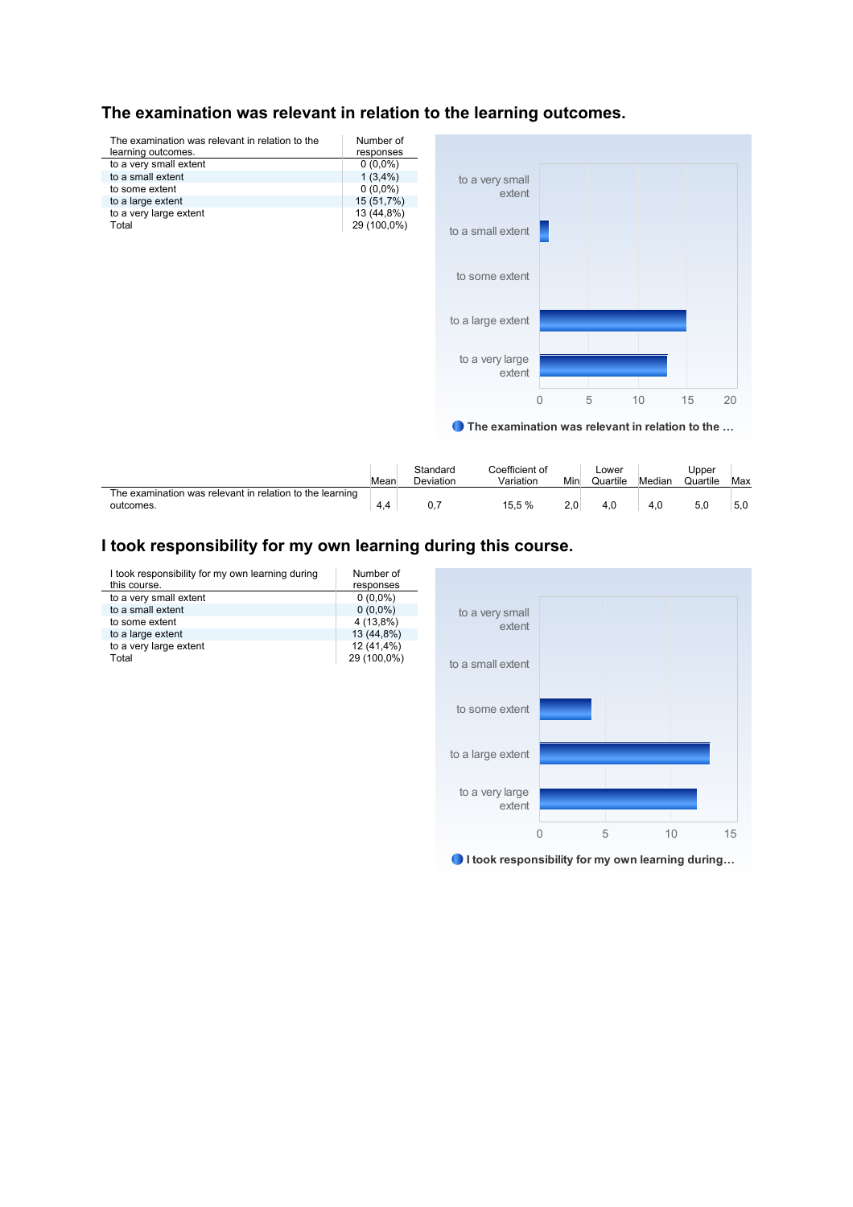## The examination was relevant in relation to the learning outcomes.

| The examination was relevant in relation to the learning outcomes. | Number of responses |
|---|---|
| to a very small extent | 0 (0,0%) |
| to a small extent | 1 (3,4%) |
| to some extent | 0 (0,0%) |
| to a large extent | 15 (51,7%) |
| to a very large extent | 13 (44,8%) |
| Total | 29 (100,0%) |

|  | Mean | Standard Deviation | Coefficient of Variation | Min | Lower Quartile | Median | Upper Quartile | Max |
|---|---|---|---|---|---|---|---|---|
| The examination was relevant in relation to the learning outcomes. | 4,4 | 0,7 | 15,5 % | 2,0 | 4,0 | 4,0 | 5,0 | 5,0 |

## I took responsibility for my own learning during this course.

| I took responsibility for my own learning during this course. | Number of responses |
|---|---|
| to a very small extent | 0 (0,0%) |
| to a small extent | 0 (0,0%) |
| to some extent | 4 (13,8%) |
| to a large extent | 13 (44,8%) |
| to a very large extent | 12 (41,4%) |
| Total | 29 (100,0%) |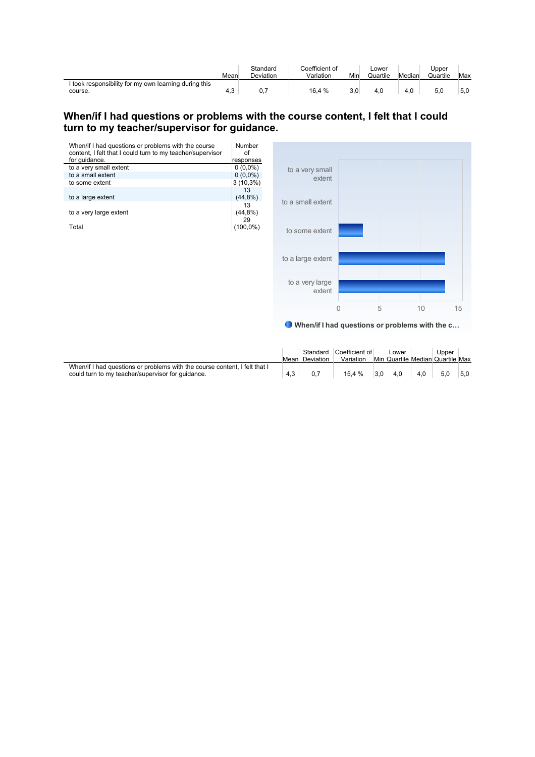| | Mean | Standard Deviation | Coefficient of Variation | Min | Lower Quartile | Median | Upper Quartile | Max |
|---|---|---|---|---|---|---|---|---|
| I took responsibility for my own learning during this course. | 4,3 | 0,7 | 16,4 % | 3,0 | 4,0 | 4,0 | 5,0 | 5,0 |

## When/if I had questions or problems with the course content, I felt that I could turn to my teacher/supervisor for guidance.

| When/if I had questions or problems with the course content, I felt that I could turn to my teacher/supervisor for guidance. | Number of responses |
|---|---|
| to a very small extent | 0 (0,0%) |
| to a small extent | 0 (0,0%) |
| to some extent | 3 (10,3%) |
| to a large extent | 13 (44,8%) |
| to a very large extent | 13 (44,8%) |
| Total | 29 (100,0%) |

| | Mean | Standard Deviation | Coefficient of Variation | Min | Lower Quartile | Median | Upper Quartile | Max |
|---|---|---|---|---|---|---|---|---|
| When/if I had questions or problems with the course content, I felt that I could turn to my teacher/supervisor for guidance. | 4,3 | 0,7 | 15,4 % | 3,0 | 4,0 | 4,0 | 5,0 | 5,0 |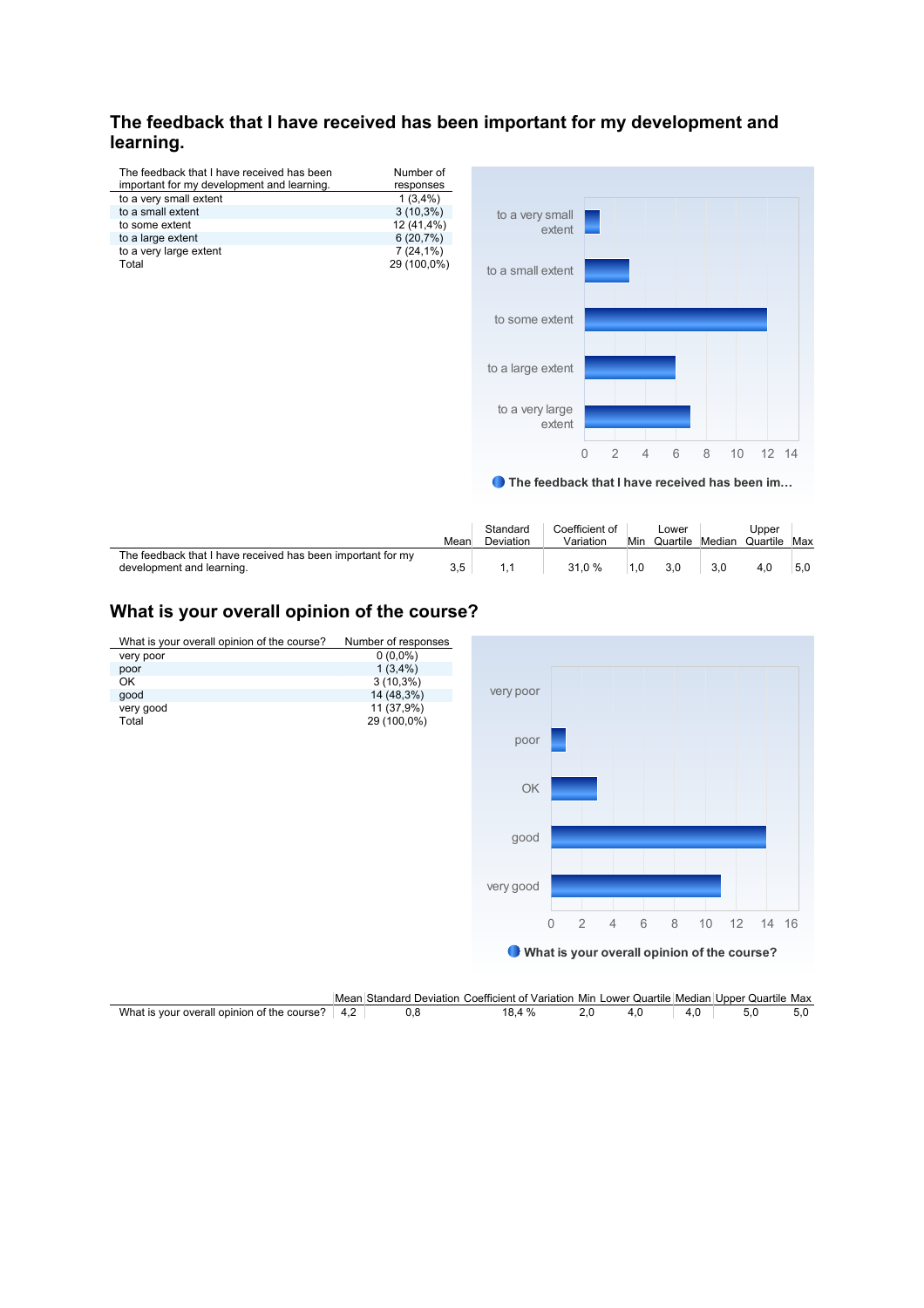## The feedback that I have received has been important for my development and learning.

| The feedback that I have received has been important for my development and learning. | Number of responses |
|---|---|
| to a very small extent | 1 (3,4%) |
| to a small extent | 3 (10,3%) |
| to some extent | 12 (41,4%) |
| to a large extent | 6 (20,7%) |
| to a very large extent | 7 (24,1%) |
| Total | 29 (100,0%) |

|  | Mean | Standard Deviation | Coefficient of Variation | Min | Lower Quartile | Median | Upper Quartile | Max |
|---|---|---|---|---|---|---|---|---|
| The feedback that I have received has been important for my development and learning. | 3,5 | 1,1 | 31,0 % | 1,0 | 3,0 | 3,0 | 4,0 | 5,0 |

## What is your overall opinion of the course?

| What is your overall opinion of the course? | Number of responses |
|---|---|
| very poor | 0 (0,0%) |
| poor | 1 (3,4%) |
| OK | 3 (10,3%) |
| good | 14 (48,3%) |
| very good | 11 (37,9%) |
| Total | 29 (100,0%) |

|  | Mean | Standard Deviation | Coefficient of Variation | Min | Lower Quartile | Median | Upper Quartile | Max |
|---|---|---|---|---|---|---|---|---|
| What is your overall opinion of the course? | 4,2 | 0,8 | 18,4 % | 2,0 | 4,0 | 4,0 | 5,0 | 5,0 |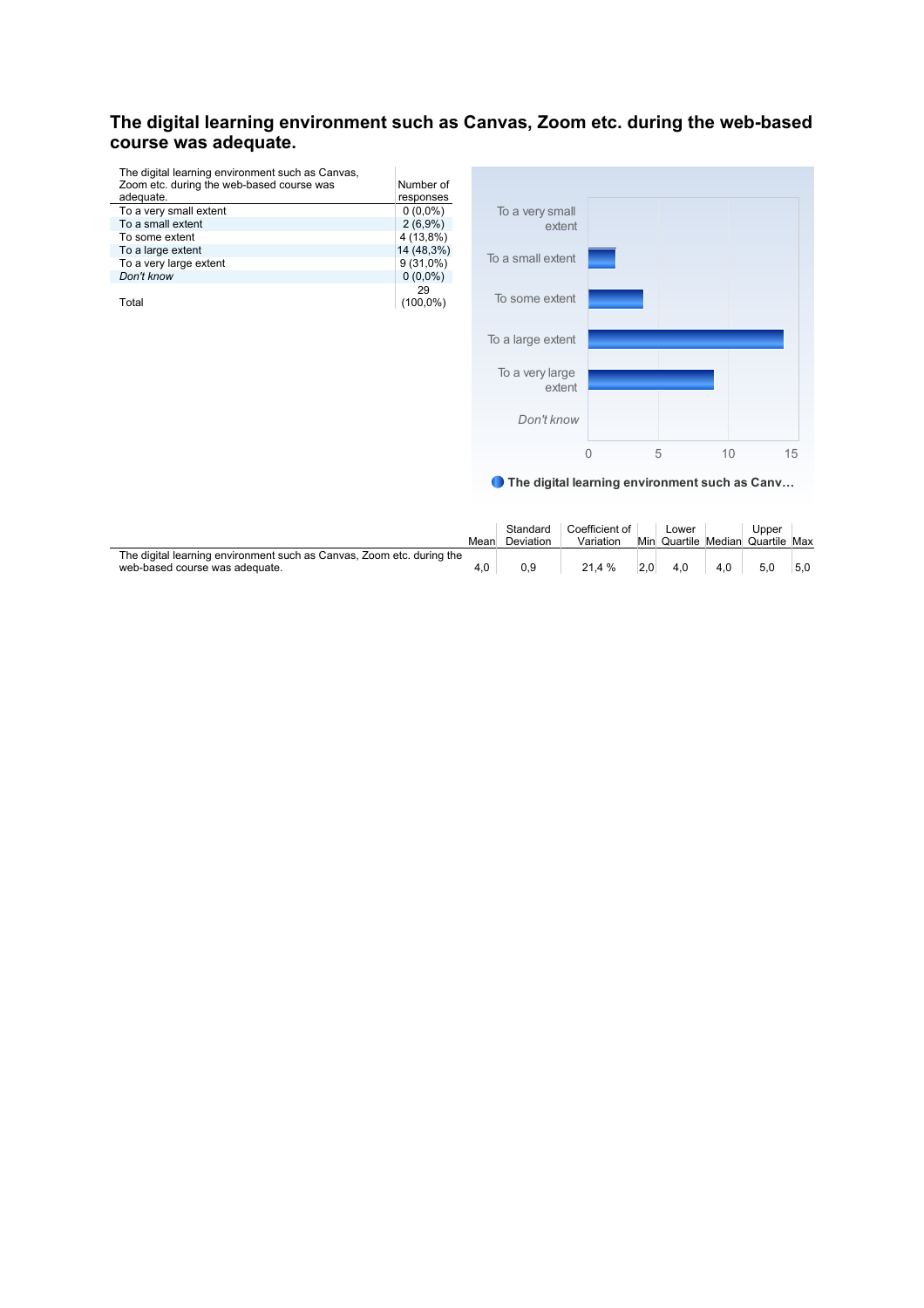## The digital learning environment such as Canvas, Zoom etc. during the web-based course was adequate.

| The digital learning environment such as Canvas, Zoom etc. during the web-based course was adequate. | Number of responses |
|---|---|
| To a very small extent | 0 (0,0%) |
| To a small extent | 2 (6,9%) |
| To some extent | 4 (13,8%) |
| To a large extent | 14 (48,3%) |
| To a very large extent | 9 (31,0%) |
| *Don't know* | 0 (0,0%) |
| Total | 29 (100,0%) |

| | Mean | Standard Deviation | Coefficient of Variation | Min | Lower Quartile | Median | Upper Quartile | Max |
|---|---|---|---|---|---|---|---|---|
| The digital learning environment such as Canvas, Zoom etc. during the web-based course was adequate. | 4,0 | 0,9 | 21,4 % | 2,0 | 4,0 | 4,0 | 5,0 | 5,0 |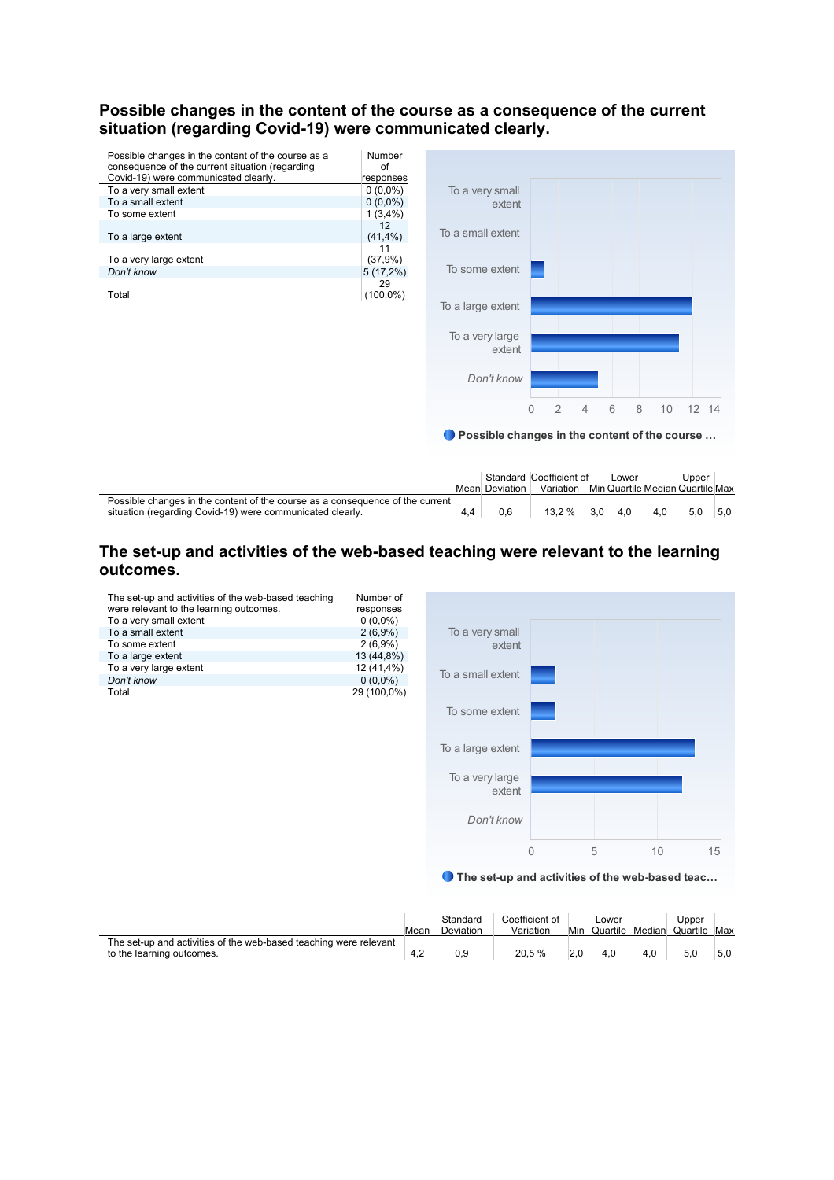## Possible changes in the content of the course as a consequence of the current situation (regarding Covid-19) were communicated clearly.

| Possible changes in the content of the course as a consequence of the current situation (regarding Covid-19) were communicated clearly. | Number of responses |
|---|---|
| To a very small extent | 0 (0,0%) |
| To a small extent | 0 (0,0%) |
| To some extent | 1 (3,4%) |
| To a large extent | 12 (41,4%) |
| To a very large extent | 11 (37,9%) |
| *Don't know* | 5 (17,2%) |
| Total | 29 (100,0%) |

| | Mean | Standard Deviation | Coefficient of Variation | Min | Lower Quartile | Median | Upper Quartile | Max |
|---|---|---|---|---|---|---|---|---|
| Possible changes in the content of the course as a consequence of the current situation (regarding Covid-19) were communicated clearly. | 4,4 | 0,6 | 13,2 % | 3,0 | 4,0 | 4,0 | 5,0 | 5,0 |

## The set-up and activities of the web-based teaching were relevant to the learning outcomes.

| The set-up and activities of the web-based teaching were relevant to the learning outcomes. | Number of responses |
|---|---|
| To a very small extent | 0 (0,0%) |
| To a small extent | 2 (6,9%) |
| To some extent | 2 (6,9%) |
| To a large extent | 13 (44,8%) |
| To a very large extent | 12 (41,4%) |
| *Don't know* | 0 (0,0%) |
| Total | 29 (100,0%) |

| | Mean | Standard Deviation | Coefficient of Variation | Min | Lower Quartile | Median | Upper Quartile | Max |
|---|---|---|---|---|---|---|---|---|
| The set-up and activities of the web-based teaching were relevant to the learning outcomes. | 4,2 | 0,9 | 20,5 % | 2,0 | 4,0 | 4,0 | 5,0 | 5,0 |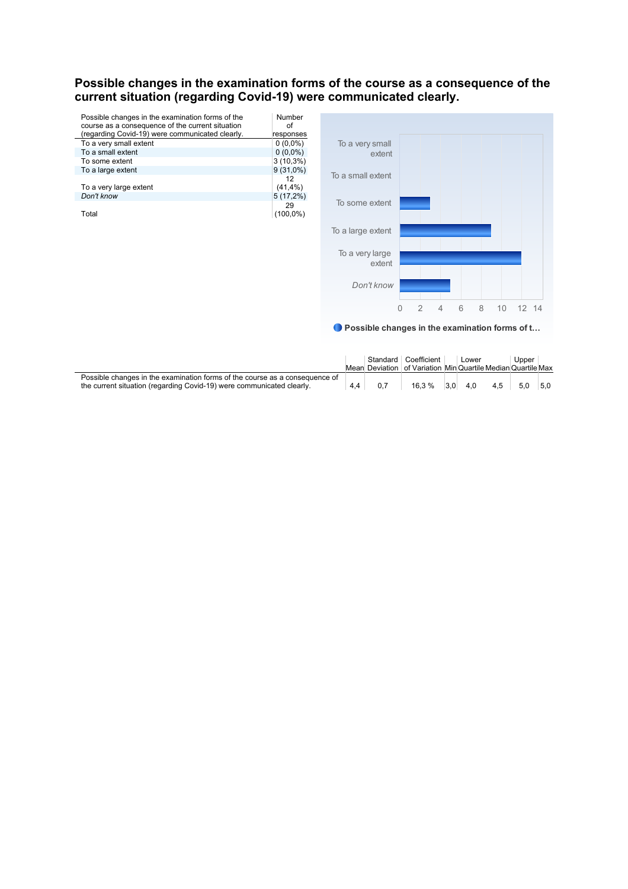## Possible changes in the examination forms of the course as a consequence of the current situation (regarding Covid-19) were communicated clearly.

| Possible changes in the examination forms of the course as a consequence of the current situation (regarding Covid-19) were communicated clearly. | Number of responses |
|---|---|
| To a very small extent | 0 (0,0%) |
| To a small extent | 0 (0,0%) |
| To some extent | 3 (10,3%) |
| To a large extent | 9 (31,0%) |
| To a very large extent | 12 (41,4%) |
| *Don't know* | 5 (17,2%) |
| Total | 29 (100,0%) |

|  | Mean | Standard Deviation | Coefficient of Variation | Min | Lower Quartile | Median | Upper Quartile | Max |
|---|---|---|---|---|---|---|---|---|
| Possible changes in the examination forms of the course as a consequence of the current situation (regarding Covid-19) were communicated clearly. | 4,4 | 0,7 | 16,3 % | 3,0 | 4,0 | 4,5 | 5,0 | 5,0 |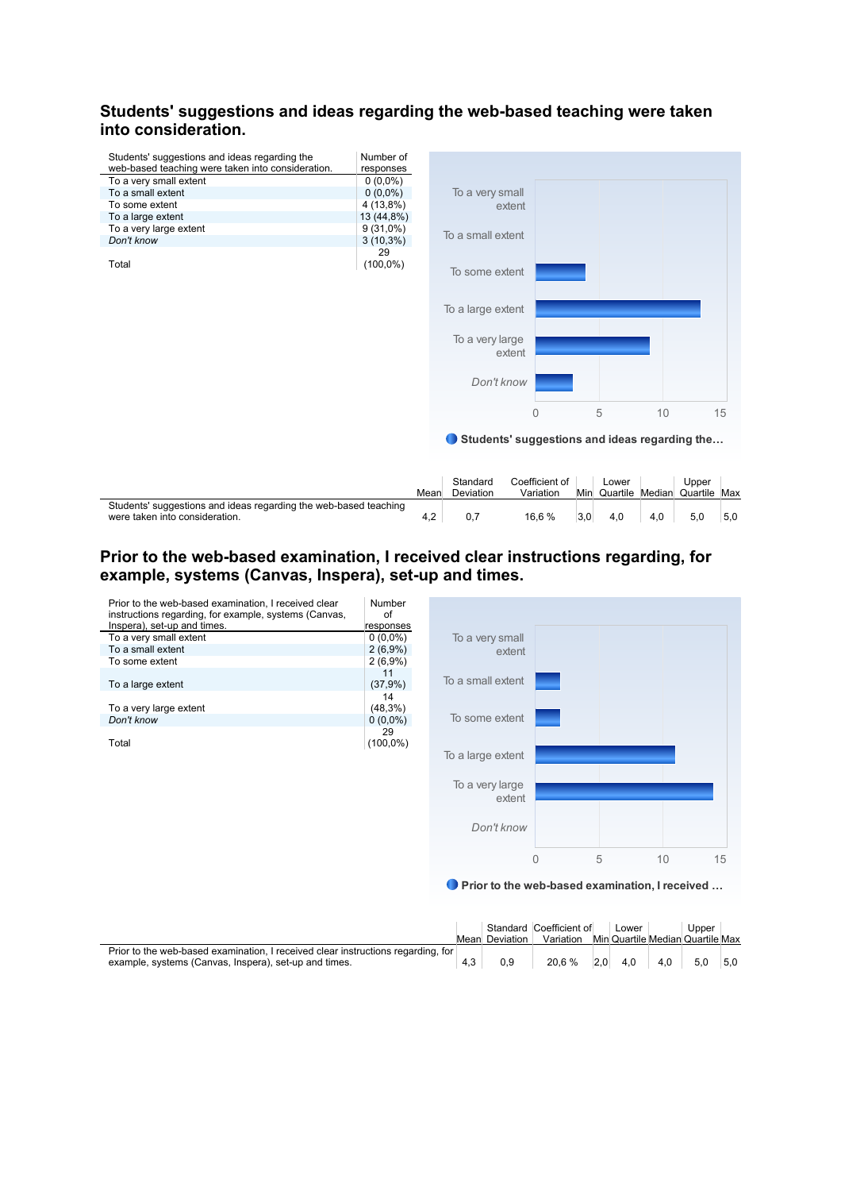## Students' suggestions and ideas regarding the web-based teaching were taken into consideration.

| Students' suggestions and ideas regarding the web-based teaching were taken into consideration. | Number of responses |
|---|---|
| To a very small extent | 0 (0,0%) |
| To a small extent | 0 (0,0%) |
| To some extent | 4 (13,8%) |
| To a large extent | 13 (44,8%) |
| To a very large extent | 9 (31,0%) |
| *Don't know* | 3 (10,3%) |
| Total | 29 (100,0%) |

| | Mean | Standard Deviation | Coefficient of Variation | Min | Lower Quartile | Median | Upper Quartile | Max |
|---|---|---|---|---|---|---|---|---|
| Students' suggestions and ideas regarding the web-based teaching were taken into consideration. | 4,2 | 0,7 | 16,6 % | 3,0 | 4,0 | 4,0 | 5,0 | 5,0 |

## Prior to the web-based examination, I received clear instructions regarding, for example, systems (Canvas, Inspera), set-up and times.

| Prior to the web-based examination, I received clear instructions regarding, for example, systems (Canvas, Inspera), set-up and times. | Number of responses |
|---|---|
| To a very small extent | 0 (0,0%) |
| To a small extent | 2 (6,9%) |
| To some extent | 2 (6,9%) |
| To a large extent | 11 (37,9%) |
| To a very large extent | 14 (48,3%) |
| *Don't know* | 0 (0,0%) |
| Total | 29 (100,0%) |

| | Mean | Standard Deviation | Coefficient of Variation | Min | Lower Quartile | Median | Upper Quartile | Max |
|---|---|---|---|---|---|---|---|---|
| Prior to the web-based examination, I received clear instructions regarding, for example, systems (Canvas, Inspera), set-up and times. | 4,3 | 0,9 | 20,6 % | 2,0 | 4,0 | 4,0 | 5,0 | 5,0 |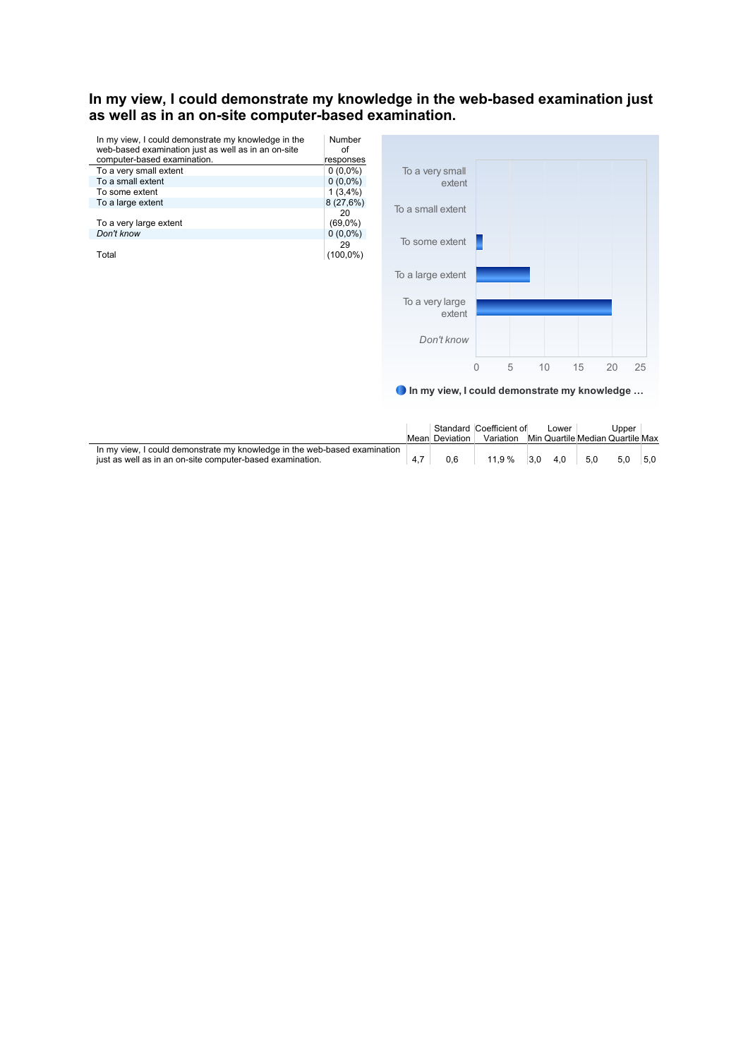## In my view, I could demonstrate my knowledge in the web-based examination just as well as in an on-site computer-based examination.

| In my view, I could demonstrate my knowledge in the web-based examination just as well as in an on-site computer-based examination. | Number of responses |
|---|---|
| To a very small extent | 0 (0,0%) |
| To a small extent | 0 (0,0%) |
| To some extent | 1 (3,4%) |
| To a large extent | 8 (27,6%) |
| To a very large extent | 20 (69,0%) |
| *Don't know* | 0 (0,0%) |
| Total | 29 (100,0%) |

| | Mean | Standard Deviation | Coefficient of Variation | Min | Lower Quartile | Median | Upper Quartile | Max |
|---|---|---|---|---|---|---|---|---|
| In my view, I could demonstrate my knowledge in the web-based examination just as well as in an on-site computer-based examination. | 4,7 | 0,6 | 11,9 % | 3,0 | 4,0 | 5,0 | 5,0 | 5,0 |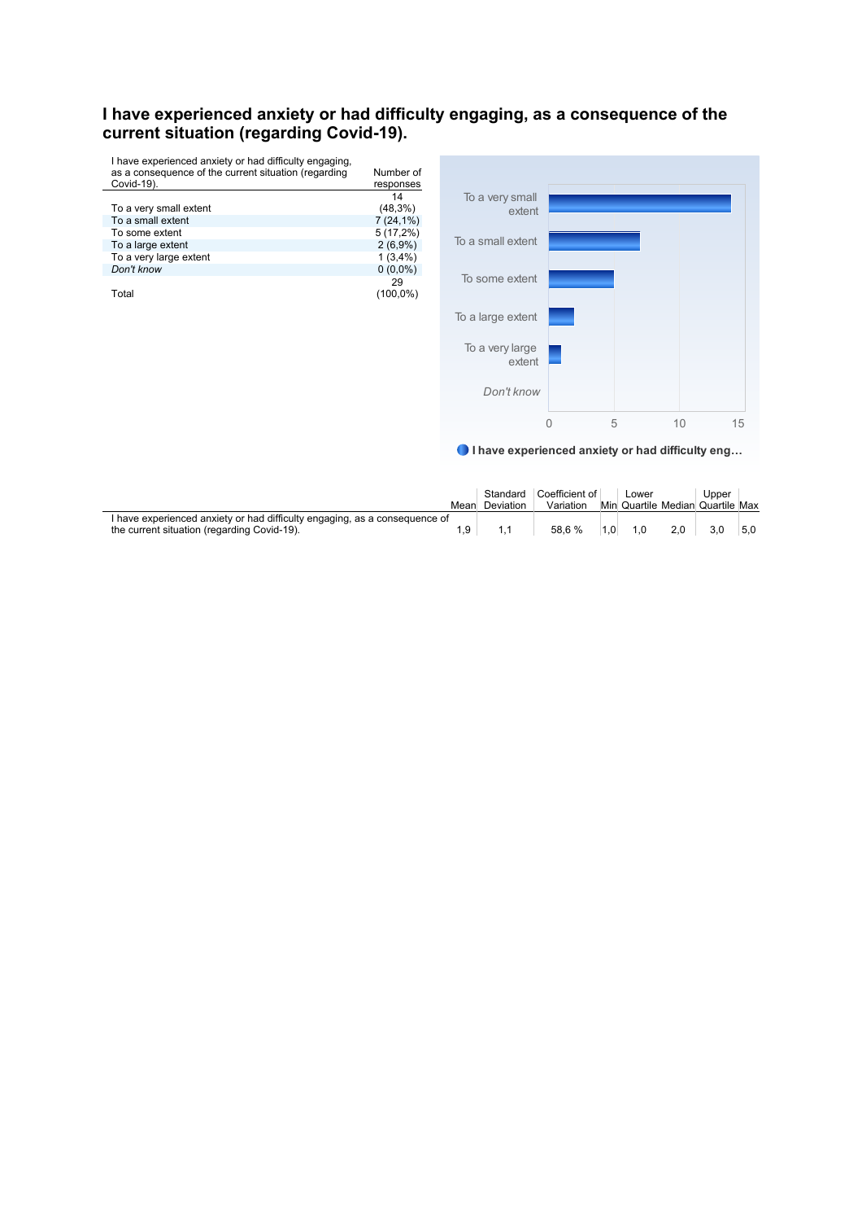## I have experienced anxiety or had difficulty engaging, as a consequence of the current situation (regarding Covid-19).

| I have experienced anxiety or had difficulty engaging, as a consequence of the current situation (regarding Covid-19). | Number of responses |
|---|---|
| To a very small extent | 14 (48,3%) |
| To a small extent | 7 (24,1%) |
| To some extent | 5 (17,2%) |
| To a large extent | 2 (6,9%) |
| To a very large extent | 1 (3,4%) |
| *Don't know* | 0 (0,0%) |
| Total | 29 (100,0%) |

To a very small extent
To a small extent
To some extent
To a large extent
To a very large extent
Don't know
0
5
10
15
I have experienced anxiety or had difficulty eng…

| | Mean | Standard Deviation | Coefficient of Variation | Min | Lower Quartile | Median | Upper Quartile | Max |
|---|---|---|---|---|---|---|---|---|
| I have experienced anxiety or had difficulty engaging, as a consequence of the current situation (regarding Covid-19). | 1,9 | 1,1 | 58,6 % | 1,0 | 1,0 | 2,0 | 3,0 | 5,0 |